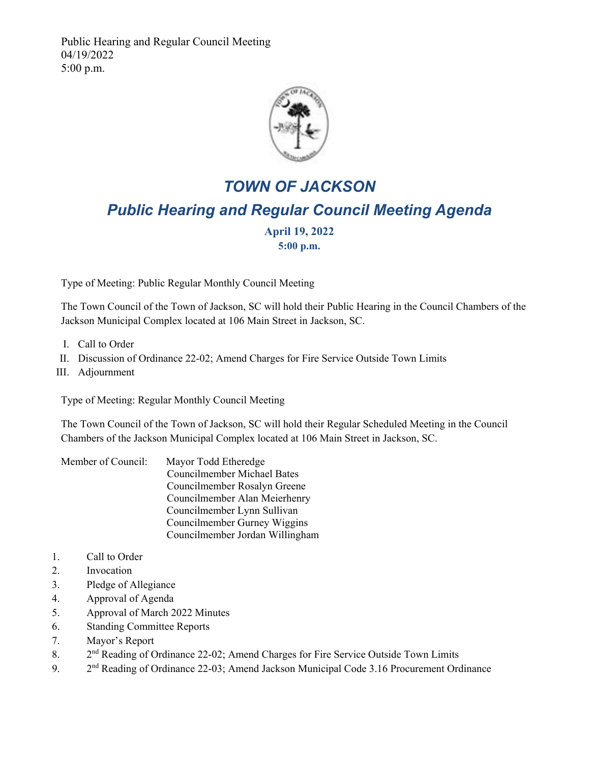Public Hearing and Regular Council Meeting
04/19/2022
5:00 p.m.

# *TOWN OF JACKSON*

## *Public Hearing and Regular Council Meeting Agenda*

**April 19, 2022**
**5:00 p.m.**

Type of Meeting: Public Regular Monthly Council Meeting

The Town Council of the Town of Jackson, SC will hold their Public Hearing in the Council Chambers of the Jackson Municipal Complex located at 106 Main Street in Jackson, SC.

I. Call to Order
II. Discussion of Ordinance 22-02; Amend Charges for Fire Service Outside Town Limits
III. Adjournment

Type of Meeting: Regular Monthly Council Meeting

The Town Council of the Town of Jackson, SC will hold their Regular Scheduled Meeting in the Council Chambers of the Jackson Municipal Complex located at 106 Main Street in Jackson, SC.

Member of Council: Mayor Todd Etheredge
Councilmember Michael Bates
Councilmember Rosalyn Greene
Councilmember Alan Meierhenry
Councilmember Lynn Sullivan
Councilmember Gurney Wiggins
Councilmember Jordan Willingham

1. Call to Order
2. Invocation
3. Pledge of Allegiance
4. Approval of Agenda
5. Approval of March 2022 Minutes
6. Standing Committee Reports
7. Mayor's Report
8. 2nd Reading of Ordinance 22-02; Amend Charges for Fire Service Outside Town Limits
9. 2nd Reading of Ordinance 22-03; Amend Jackson Municipal Code 3.16 Procurement Ordinance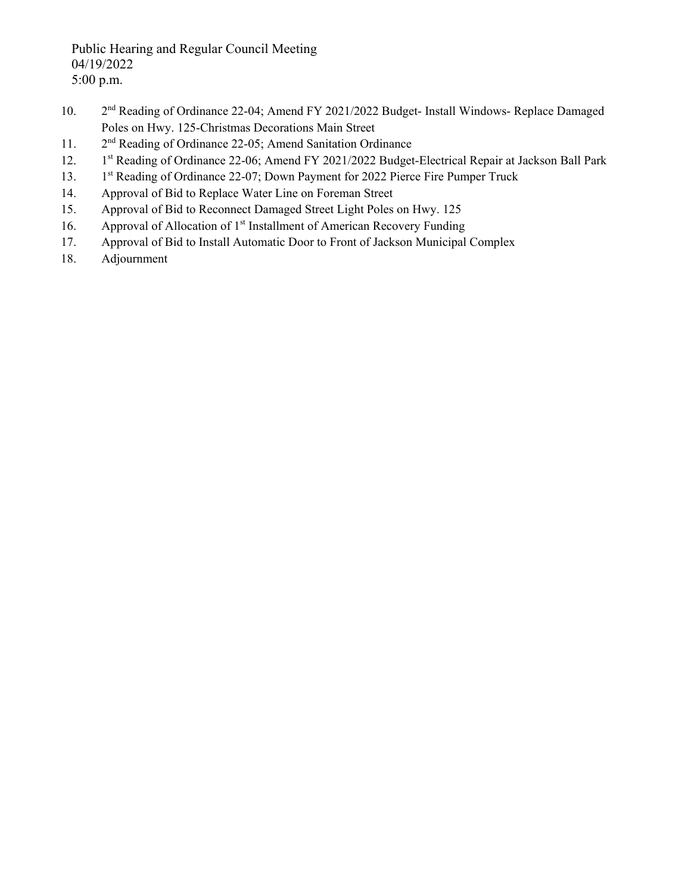10. 2nd Reading of Ordinance 22-04; Amend FY 2021/2022 Budget- Install Windows- Replace Damaged Poles on Hwy. 125-Christmas Decorations Main Street
11. 2nd Reading of Ordinance 22-05; Amend Sanitation Ordinance
12. 1st Reading of Ordinance 22-06; Amend FY 2021/2022 Budget-Electrical Repair at Jackson Ball Park
13. 1st Reading of Ordinance 22-07; Down Payment for 2022 Pierce Fire Pumper Truck
14. Approval of Bid to Replace Water Line on Foreman Street
15. Approval of Bid to Reconnect Damaged Street Light Poles on Hwy. 125
16. Approval of Allocation of 1st Installment of American Recovery Funding
17. Approval of Bid to Install Automatic Door to Front of Jackson Municipal Complex
18. Adjournment